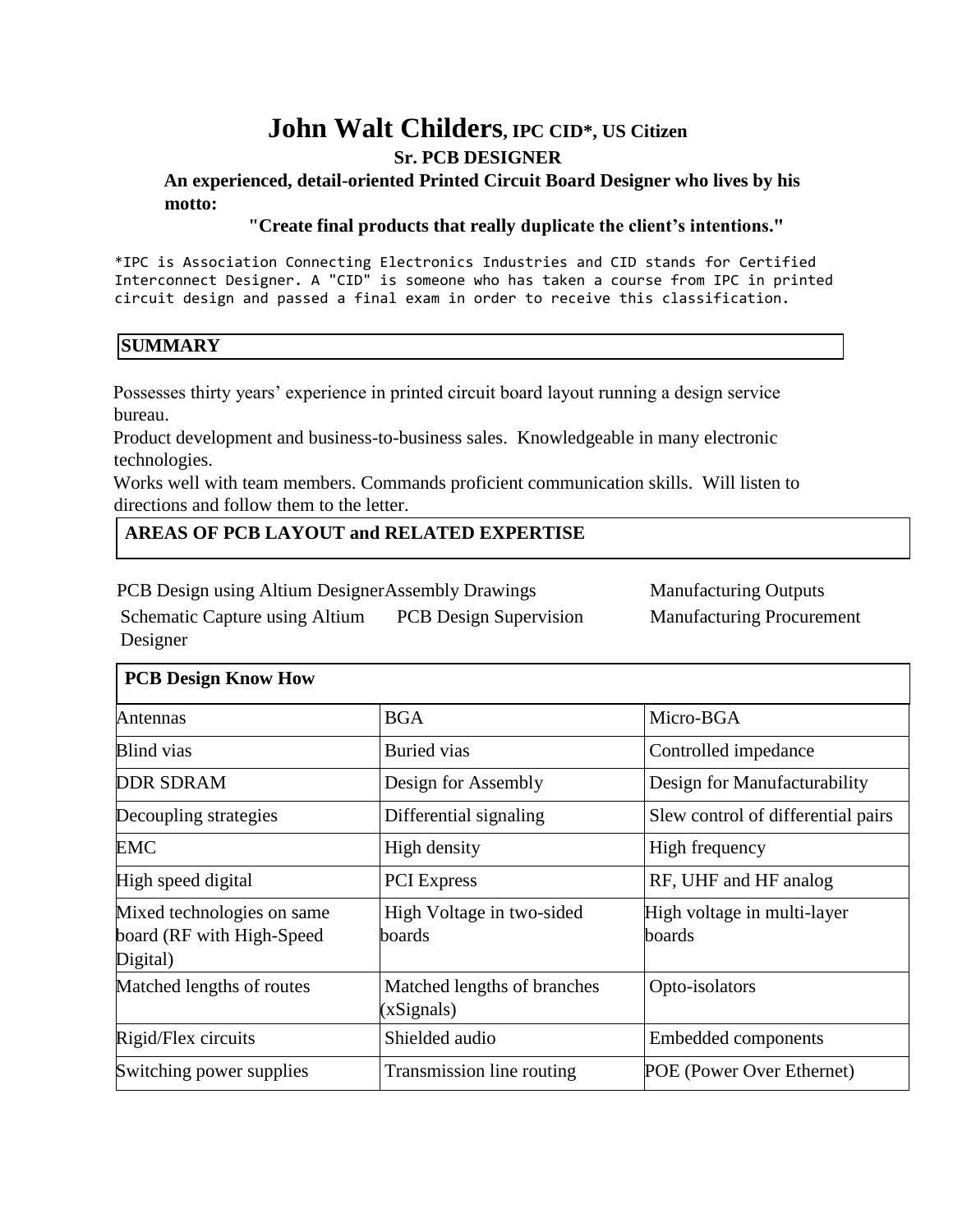# John Walt Childers, IPC CID*, US Citizen

## Sr. PCB DESIGNER

**An experienced, detail-oriented Printed Circuit Board Designer who lives by his motto:**

**"Create final products that really duplicate the client's intentions."**

*IPC is Association Connecting Electronics Industries and CID stands for Certified Interconnect Designer. A "CID" is someone who has taken a course from IPC in printed circuit design and passed a final exam in order to receive this classification.

## SUMMARY

Possesses thirty years' experience in printed circuit board layout running a design service bureau.
Product development and business-to-business sales. Knowledgeable in many electronic technologies.
Works well with team members. Commands proficient communication skills. Will listen to directions and follow them to the letter.

## AREAS OF PCB LAYOUT and RELATED EXPERTISE

| | | |
|---|---|---|
| PCB Design using Altium Designer | Assembly Drawings | Manufacturing Outputs |
| Schematic Capture using Altium Designer | PCB Design Supervision | Manufacturing Procurement |

## PCB Design Know How

| | | |
|---|---|---|
| Antennas | BGA | Micro-BGA |
| Blind vias | Buried vias | Controlled impedance |
| DDR SDRAM | Design for Assembly | Design for Manufacturability |
| Decoupling strategies | Differential signaling | Slew control of differential pairs |
| EMC | High density | High frequency |
| High speed digital | PCI Express | RF, UHF and HF analog |
| Mixed technologies on same board (RF with High-Speed Digital) | High Voltage in two-sided boards | High voltage in multi-layer boards |
| Matched lengths of routes | Matched lengths of branches (xSignals) | Opto-isolators |
| Rigid/Flex circuits | Shielded audio | Embedded components |
| Switching power supplies | Transmission line routing | POE (Power Over Ethernet) |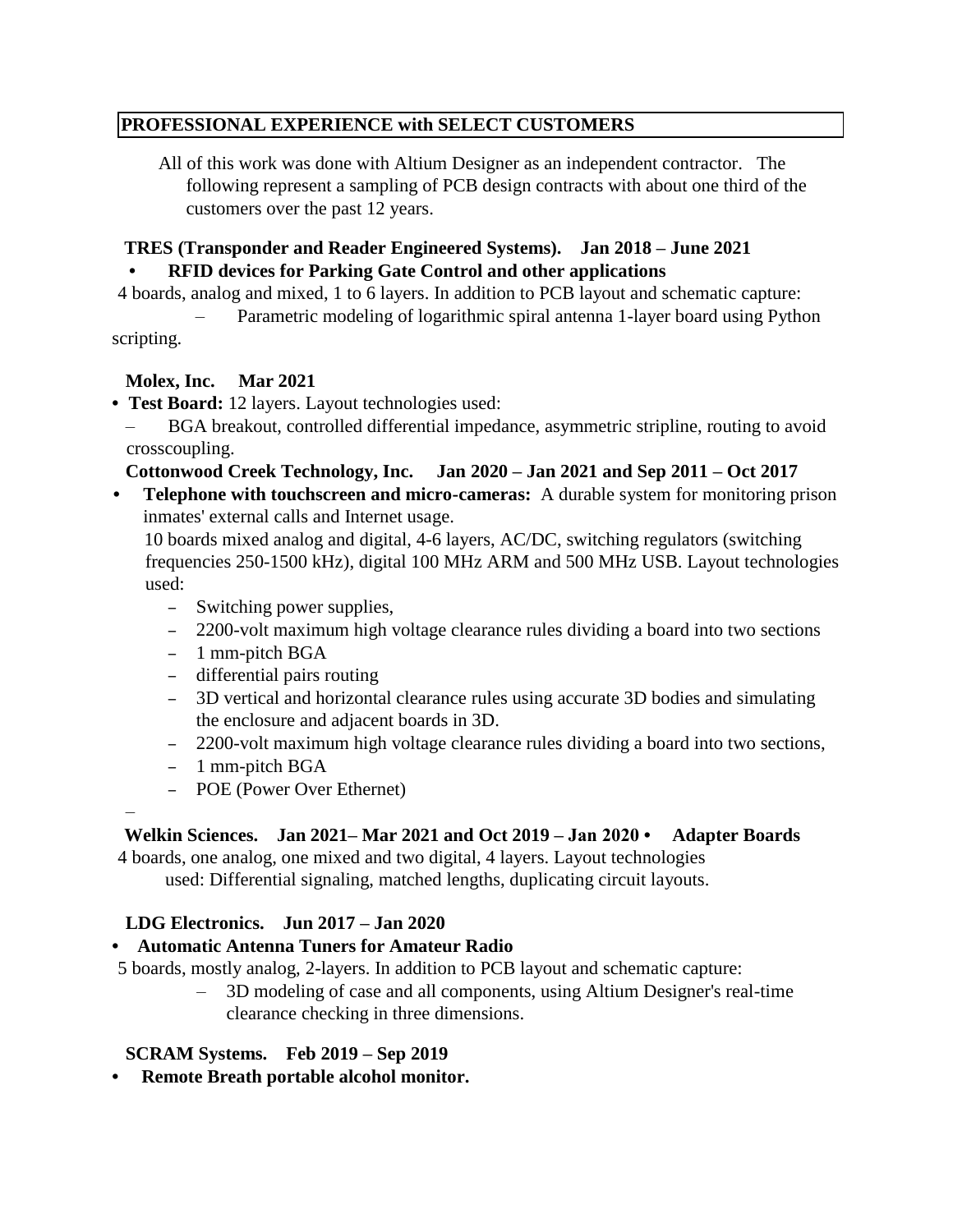## PROFESSIONAL EXPERIENCE with SELECT CUSTOMERS

All of this work was done with Altium Designer as an independent contractor. The following represent a sampling of PCB design contracts with about one third of the customers over the past 12 years.

**TRES (Transponder and Reader Engineered Systems). Jan 2018 – June 2021**

- **RFID devices for Parking Gate Control and other applications**

4 boards, analog and mixed, 1 to 6 layers. In addition to PCB layout and schematic capture:

– Parametric modeling of logarithmic spiral antenna 1-layer board using Python scripting.

**Molex, Inc. Mar 2021**

- **Test Board:** 12 layers. Layout technologies used:

– BGA breakout, controlled differential impedance, asymmetric stripline, routing to avoid crosscoupling.

**Cottonwood Creek Technology, Inc. Jan 2020 – Jan 2021 and Sep 2011 – Oct 2017**

- **Telephone with touchscreen and micro-cameras:** A durable system for monitoring prison inmates' external calls and Internet usage.

  10 boards mixed analog and digital, 4-6 layers, AC/DC, switching regulators (switching frequencies 250-1500 kHz), digital 100 MHz ARM and 500 MHz USB. Layout technologies used:

  - Switching power supplies,
  - 2200-volt maximum high voltage clearance rules dividing a board into two sections
  - 1 mm-pitch BGA
  - differential pairs routing
  - 3D vertical and horizontal clearance rules using accurate 3D bodies and simulating the enclosure and adjacent boards in 3D.
  - 2200-volt maximum high voltage clearance rules dividing a board into two sections,
  - 1 mm-pitch BGA
  - POE (Power Over Ethernet)

–

**Welkin Sciences. Jan 2021– Mar 2021 and Oct 2019 – Jan 2020 • Adapter Boards**

4 boards, one analog, one mixed and two digital, 4 layers. Layout technologies used: Differential signaling, matched lengths, duplicating circuit layouts.

**LDG Electronics. Jun 2017 – Jan 2020**

- **Automatic Antenna Tuners for Amateur Radio**

5 boards, mostly analog, 2-layers. In addition to PCB layout and schematic capture:

– 3D modeling of case and all components, using Altium Designer's real-time clearance checking in three dimensions.

**SCRAM Systems. Feb 2019 – Sep 2019**

- **Remote Breath portable alcohol monitor.**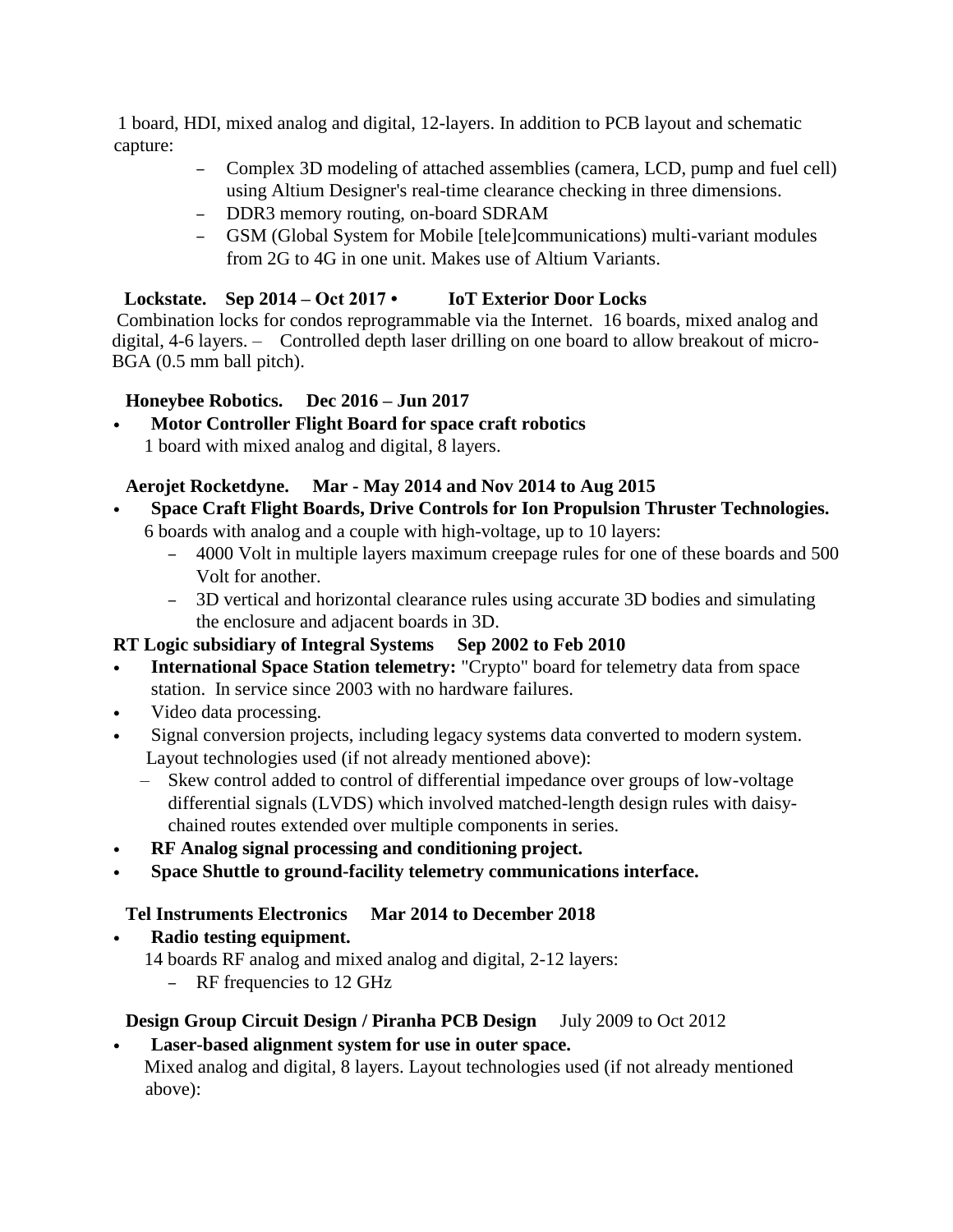1 board, HDI, mixed analog and digital, 12-layers. In addition to PCB layout and schematic capture:

- Complex 3D modeling of attached assemblies (camera, LCD, pump and fuel cell) using Altium Designer's real-time clearance checking in three dimensions.
- DDR3 memory routing, on-board SDRAM
- GSM (Global System for Mobile [tele]communications) multi-variant modules from 2G to 4G in one unit. Makes use of Altium Variants.

**Lockstate. Sep 2014 – Oct 2017 • IoT Exterior Door Locks**

Combination locks for condos reprogrammable via the Internet. 16 boards, mixed analog and digital, 4-6 layers. – Controlled depth laser drilling on one board to allow breakout of micro-BGA (0.5 mm ball pitch).

**Honeybee Robotics. Dec 2016 – Jun 2017**

- **Motor Controller Flight Board for space craft robotics**
  1 board with mixed analog and digital, 8 layers.

**Aerojet Rocketdyne. Mar - May 2014 and Nov 2014 to Aug 2015**

- **Space Craft Flight Boards, Drive Controls for Ion Propulsion Thruster Technologies.**
  6 boards with analog and a couple with high-voltage, up to 10 layers:
  - 4000 Volt in multiple layers maximum creepage rules for one of these boards and 500 Volt for another.
  - 3D vertical and horizontal clearance rules using accurate 3D bodies and simulating the enclosure and adjacent boards in 3D.

**RT Logic subsidiary of Integral Systems Sep 2002 to Feb 2010**

- **International Space Station telemetry:** "Crypto" board for telemetry data from space station. In service since 2003 with no hardware failures.
- Video data processing.
- Signal conversion projects, including legacy systems data converted to modern system.
  Layout technologies used (if not already mentioned above):
  - Skew control added to control of differential impedance over groups of low-voltage differential signals (LVDS) which involved matched-length design rules with daisy-chained routes extended over multiple components in series.
- **RF Analog signal processing and conditioning project.**
- **Space Shuttle to ground-facility telemetry communications interface.**

**Tel Instruments Electronics Mar 2014 to December 2018**

- **Radio testing equipment.**
  14 boards RF analog and mixed analog and digital, 2-12 layers:
  - RF frequencies to 12 GHz

**Design Group Circuit Design / Piranha PCB Design** July 2009 to Oct 2012

- **Laser-based alignment system for use in outer space.**
  Mixed analog and digital, 8 layers. Layout technologies used (if not already mentioned above):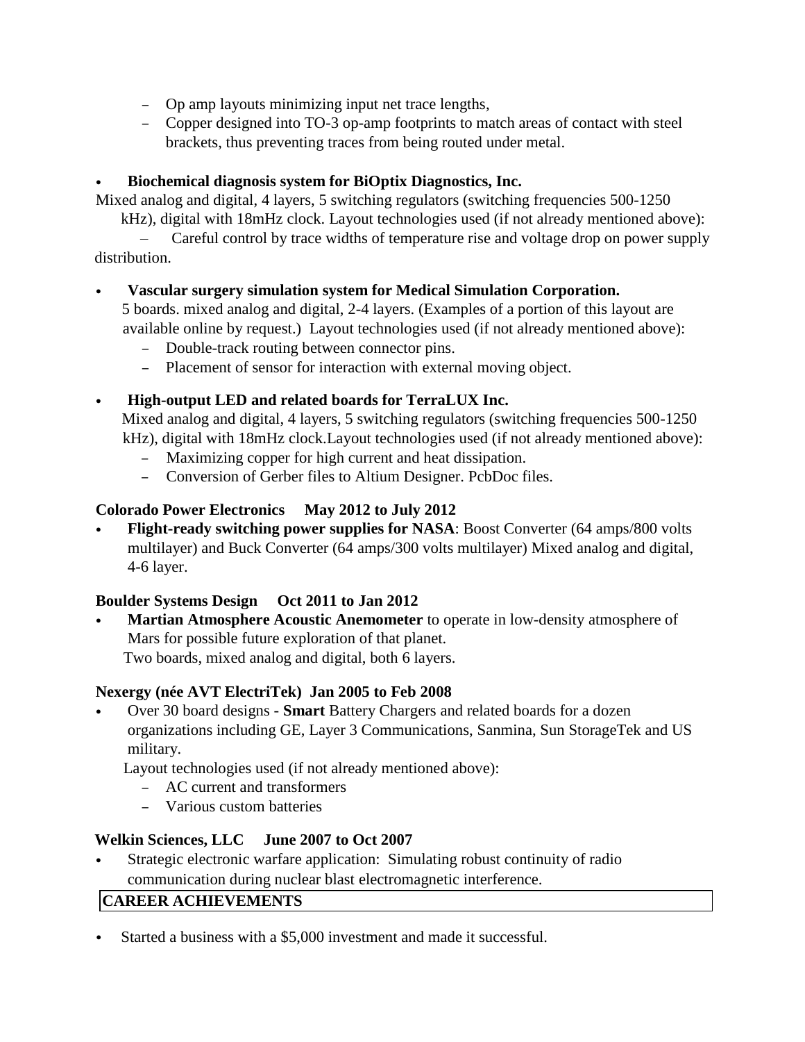- Op amp layouts minimizing input net trace lengths,
  - Copper designed into TO-3 op-amp footprints to match areas of contact with steel brackets, thus preventing traces from being routed under metal.

- **Biochemical diagnosis system for BiOptix Diagnostics, Inc.**

Mixed analog and digital, 4 layers, 5 switching regulators (switching frequencies 500-1250 kHz), digital with 18mHz clock. Layout technologies used (if not already mentioned above):

  – Careful control by trace widths of temperature rise and voltage drop on power supply distribution.

- **Vascular surgery simulation system for Medical Simulation Corporation.**

  5 boards. mixed analog and digital, 2-4 layers. (Examples of a portion of this layout are available online by request.) Layout technologies used (if not already mentioned above):

  - Double-track routing between connector pins.
  - Placement of sensor for interaction with external moving object.

- **High-output LED and related boards for TerraLUX Inc.**

  Mixed analog and digital, 4 layers, 5 switching regulators (switching frequencies 500-1250 kHz), digital with 18mHz clock.Layout technologies used (if not already mentioned above):

  - Maximizing copper for high current and heat dissipation.
  - Conversion of Gerber files to Altium Designer. PcbDoc files.

**Colorado Power Electronics May 2012 to July 2012**

- **Flight-ready switching power supplies for NASA**: Boost Converter (64 amps/800 volts multilayer) and Buck Converter (64 amps/300 volts multilayer) Mixed analog and digital, 4-6 layer.

**Boulder Systems Design Oct 2011 to Jan 2012**

- **Martian Atmosphere Acoustic Anemometer** to operate in low-density atmosphere of Mars for possible future exploration of that planet.

  Two boards, mixed analog and digital, both 6 layers.

**Nexergy (née AVT ElectriTek) Jan 2005 to Feb 2008**

- Over 30 board designs - **Smart** Battery Chargers and related boards for a dozen organizations including GE, Layer 3 Communications, Sanmina, Sun StorageTek and US military.

  Layout technologies used (if not already mentioned above):

  - AC current and transformers
  - Various custom batteries

**Welkin Sciences, LLC June 2007 to Oct 2007**

- Strategic electronic warfare application: Simulating robust continuity of radio communication during nuclear blast electromagnetic interference.

## CAREER ACHIEVEMENTS

- Started a business with a $5,000 investment and made it successful.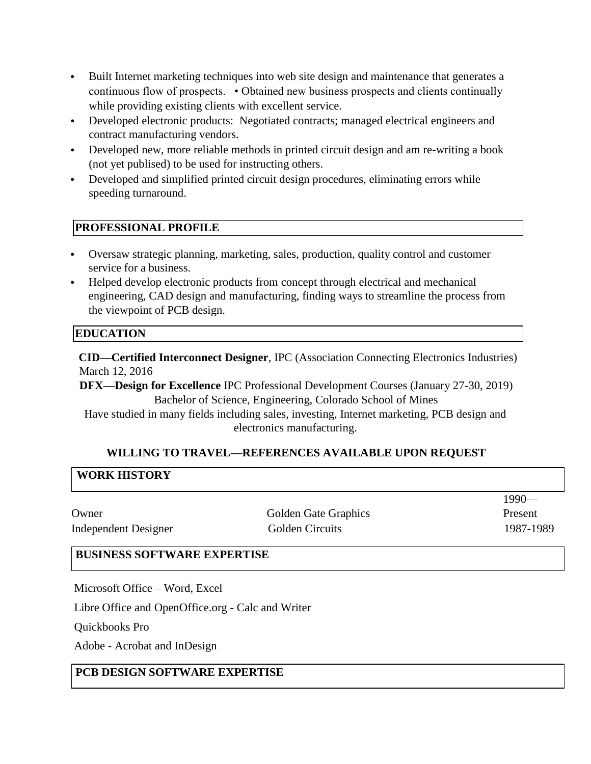- Built Internet marketing techniques into web site design and maintenance that generates a continuous flow of prospects. • Obtained new business prospects and clients continually while providing existing clients with excellent service.
- Developed electronic products: Negotiated contracts; managed electrical engineers and contract manufacturing vendors.
- Developed new, more reliable methods in printed circuit design and am re-writing a book (not yet publised) to be used for instructing others.
- Developed and simplified printed circuit design procedures, eliminating errors while speeding turnaround.

## PROFESSIONAL PROFILE

- Oversaw strategic planning, marketing, sales, production, quality control and customer service for a business.
- Helped develop electronic products from concept through electrical and mechanical engineering, CAD design and manufacturing, finding ways to streamline the process from the viewpoint of PCB design.

## EDUCATION

**CID—Certified Interconnect Designer**, IPC (Association Connecting Electronics Industries) March 12, 2016

**DFX—Design for Excellence** IPC Professional Development Courses (January 27-30, 2019)

Bachelor of Science, Engineering, Colorado School of Mines

Have studied in many fields including sales, investing, Internet marketing, PCB design and electronics manufacturing.

**WILLING TO TRAVEL—REFERENCES AVAILABLE UPON REQUEST**

## WORK HISTORY

| | | |
|---|---|---|
| Owner | Golden Gate Graphics | 1990—Present |
| Independent Designer | Golden Circuits | 1987-1989 |

## BUSINESS SOFTWARE EXPERTISE

Microsoft Office – Word, Excel

Libre Office and OpenOffice.org - Calc and Writer

Quickbooks Pro

Adobe - Acrobat and InDesign

## PCB DESIGN SOFTWARE EXPERTISE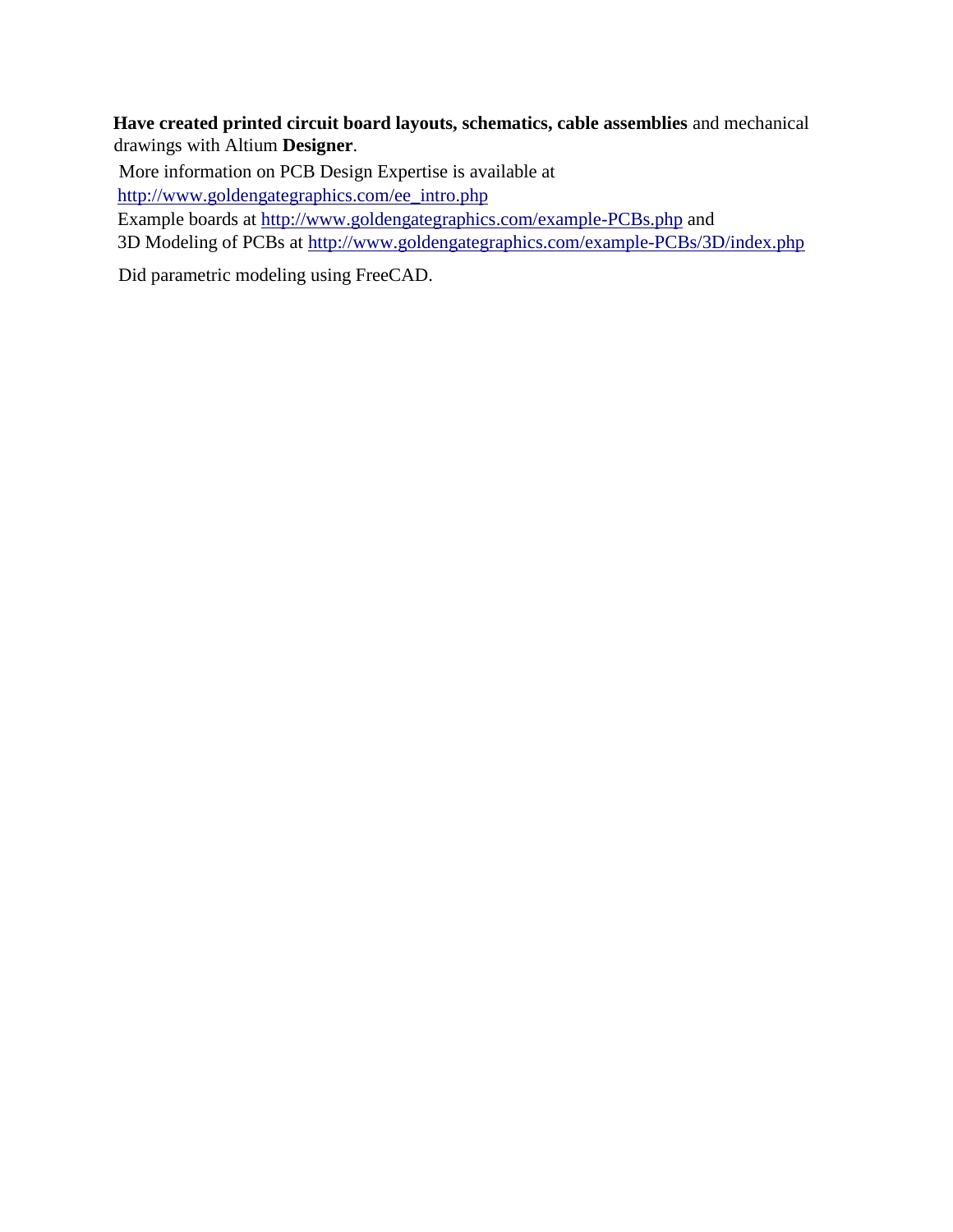**Have created printed circuit board layouts, schematics, cable assemblies** and mechanical drawings with Altium **Designer**.

More information on PCB Design Expertise is available at
http://www.goldengategraphics.com/ee_intro.php
Example boards at http://www.goldengategraphics.com/example-PCBs.php and
3D Modeling of PCBs at http://www.goldengategraphics.com/example-PCBs/3D/index.php

Did parametric modeling using FreeCAD.